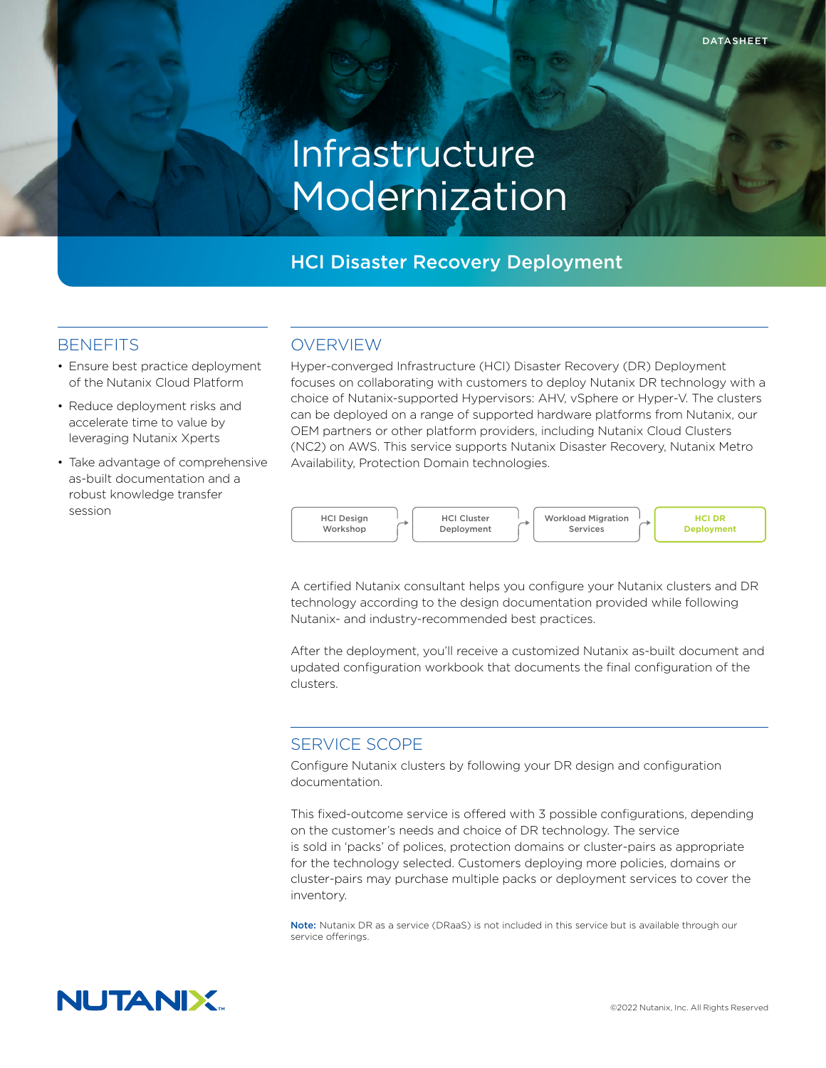DATASHEET

# Infrastructure Modernization

## HCI Disaster Recovery Deployment

### BENEFITS

- Ensure best practice deployment of the Nutanix Cloud Platform
- Reduce deployment risks and accelerate time to value by leveraging Nutanix Xperts
- Take advantage of comprehensive as-built documentation and a robust knowledge transfer session

### OVERVIEW

Hyper-converged Infrastructure (HCI) Disaster Recovery (DR) Deployment focuses on collaborating with customers to deploy Nutanix DR technology with a choice of Nutanix-supported Hypervisors: AHV, vSphere or Hyper-V. The clusters can be deployed on a range of supported hardware platforms from Nutanix, our OEM partners or other platform providers, including Nutanix Cloud Clusters (NC2) on AWS. This service supports Nutanix Disaster Recovery, Nutanix Metro Availability, Protection Domain technologies.

HCI Design Workshop → HCI Cluster Deployment → Workload Migration Services → **HCI DR Deployment**

A certified Nutanix consultant helps you configure your Nutanix clusters and DR technology according to the design documentation provided while following Nutanix- and industry-recommended best practices.

After the deployment, you'll receive a customized Nutanix as-built document and updated configuration workbook that documents the final configuration of the clusters.

### SERVICE SCOPE

Configure Nutanix clusters by following your DR design and configuration documentation.

This fixed-outcome service is offered with 3 possible configurations, depending on the customer's needs and choice of DR technology. The service is sold in 'packs' of polices, protection domains or cluster-pairs as appropriate for the technology selected. Customers deploying more policies, domains or cluster-pairs may purchase multiple packs or deployment services to cover the inventory.

**Note:** Nutanix DR as a service (DRaaS) is not included in this service but is available through our service offerings.

©2022 Nutanix, Inc. All Rights Reserved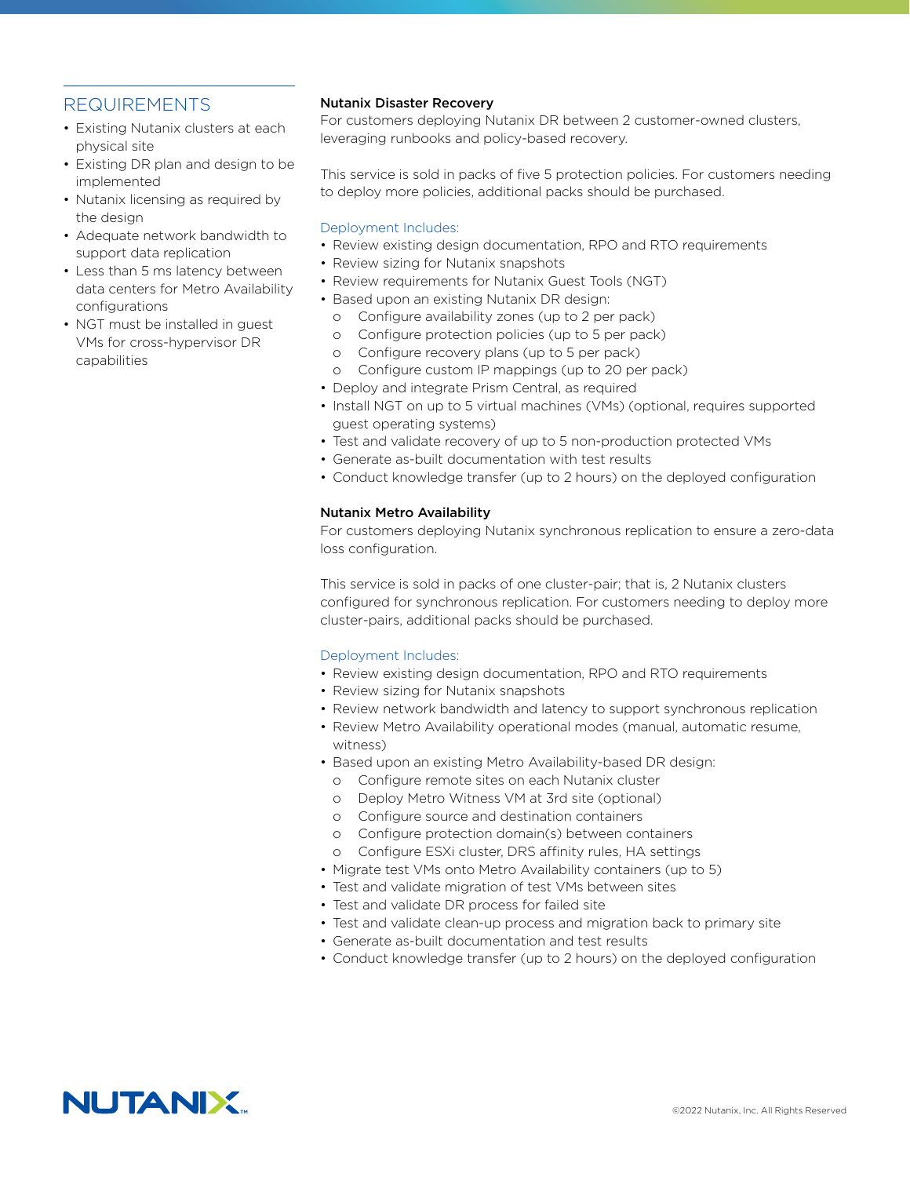## REQUIREMENTS

- Existing Nutanix clusters at each physical site
- Existing DR plan and design to be implemented
- Nutanix licensing as required by the design
- Adequate network bandwidth to support data replication
- Less than 5 ms latency between data centers for Metro Availability configurations
- NGT must be installed in guest VMs for cross-hypervisor DR capabilities

### Nutanix Disaster Recovery

For customers deploying Nutanix DR between 2 customer-owned clusters, leveraging runbooks and policy-based recovery.

This service is sold in packs of five 5 protection policies. For customers needing to deploy more policies, additional packs should be purchased.

Deployment Includes:

- Review existing design documentation, RPO and RTO requirements
- Review sizing for Nutanix snapshots
- Review requirements for Nutanix Guest Tools (NGT)
- Based upon an existing Nutanix DR design:
  - Configure availability zones (up to 2 per pack)
  - Configure protection policies (up to 5 per pack)
  - Configure recovery plans (up to 5 per pack)
  - Configure custom IP mappings (up to 20 per pack)
- Deploy and integrate Prism Central, as required
- Install NGT on up to 5 virtual machines (VMs) (optional, requires supported guest operating systems)
- Test and validate recovery of up to 5 non-production protected VMs
- Generate as-built documentation with test results
- Conduct knowledge transfer (up to 2 hours) on the deployed configuration

### Nutanix Metro Availability

For customers deploying Nutanix synchronous replication to ensure a zero-data loss configuration.

This service is sold in packs of one cluster-pair; that is, 2 Nutanix clusters configured for synchronous replication. For customers needing to deploy more cluster-pairs, additional packs should be purchased.

Deployment Includes:

- Review existing design documentation, RPO and RTO requirements
- Review sizing for Nutanix snapshots
- Review network bandwidth and latency to support synchronous replication
- Review Metro Availability operational modes (manual, automatic resume, witness)
- Based upon an existing Metro Availability-based DR design:
  - Configure remote sites on each Nutanix cluster
  - Deploy Metro Witness VM at 3rd site (optional)
  - Configure source and destination containers
  - Configure protection domain(s) between containers
  - Configure ESXi cluster, DRS affinity rules, HA settings
- Migrate test VMs onto Metro Availability containers (up to 5)
- Test and validate migration of test VMs between sites
- Test and validate DR process for failed site
- Test and validate clean-up process and migration back to primary site
- Generate as-built documentation and test results
- Conduct knowledge transfer (up to 2 hours) on the deployed configuration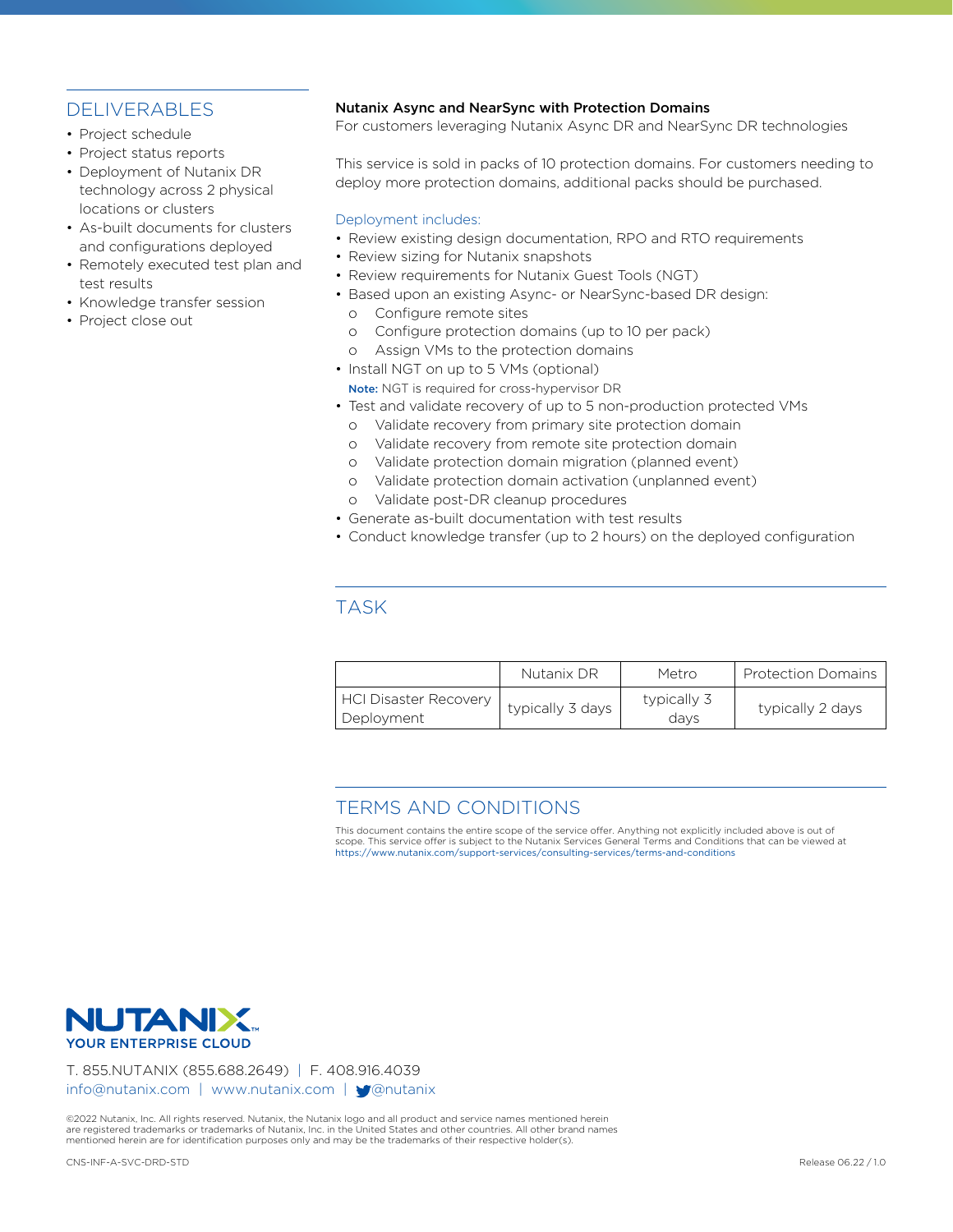## DELIVERABLES

- Project schedule
- Project status reports
- Deployment of Nutanix DR technology across 2 physical locations or clusters
- As-built documents for clusters and configurations deployed
- Remotely executed test plan and test results
- Knowledge transfer session
- Project close out

**Nutanix Async and NearSync with Protection Domains**

For customers leveraging Nutanix Async DR and NearSync DR technologies

This service is sold in packs of 10 protection domains. For customers needing to deploy more protection domains, additional packs should be purchased.

Deployment includes:

- Review existing design documentation, RPO and RTO requirements
- Review sizing for Nutanix snapshots
- Review requirements for Nutanix Guest Tools (NGT)
- Based upon an existing Async- or NearSync-based DR design:
  - Configure remote sites
  - Configure protection domains (up to 10 per pack)
  - Assign VMs to the protection domains
- Install NGT on up to 5 VMs (optional)

  **Note:** NGT is required for cross-hypervisor DR
- Test and validate recovery of up to 5 non-production protected VMs
  - Validate recovery from primary site protection domain
  - Validate recovery from remote site protection domain
  - Validate protection domain migration (planned event)
  - Validate protection domain activation (unplanned event)
  - Validate post-DR cleanup procedures
- Generate as-built documentation with test results
- Conduct knowledge transfer (up to 2 hours) on the deployed configuration

## TASK

| | Nutanix DR | Metro | Protection Domains |
|---|---|---|---|
| HCI Disaster Recovery Deployment | typically 3 days | typically 3 days | typically 2 days |

## TERMS AND CONDITIONS

This document contains the entire scope of the service offer. Anything not explicitly included above is out of scope. This service offer is subject to the Nutanix Services General Terms and Conditions that can be viewed at https://www.nutanix.com/support-services/consulting-services/terms-and-conditions

NUTANIX
YOUR ENTERPRISE CLOUD

T. 855.NUTANIX (855.688.2649) | F. 408.916.4039
info@nutanix.com | www.nutanix.com | @nutanix

©2022 Nutanix, Inc. All rights reserved. Nutanix, the Nutanix logo and all product and service names mentioned herein are registered trademarks or trademarks of Nutanix, Inc. in the United States and other countries. All other brand names mentioned herein are for identification purposes only and may be the trademarks of their respective holder(s).

CNS-INF-A-SVC-DRD-STD

Release 06.22 / 1.0